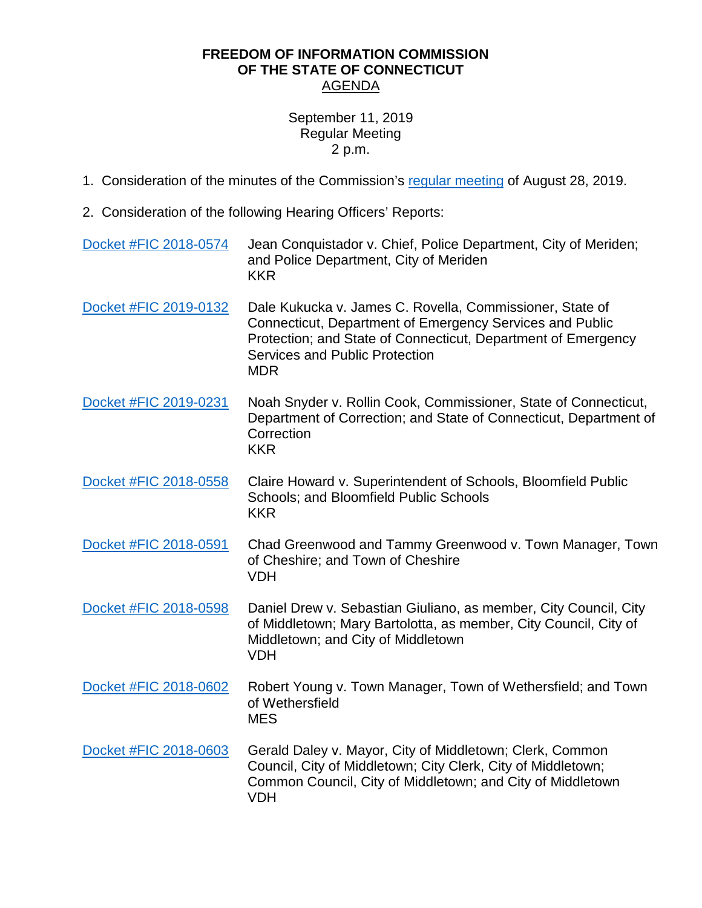**FREEDOM OF INFORMATION COMMISSION**
**OF THE STATE OF CONNECTICUT**
AGENDA

September 11, 2019
Regular Meeting
2 p.m.

1. Consideration of the minutes of the Commission's regular meeting of August 28, 2019.

2. Consideration of the following Hearing Officers' Reports:

| | |
|---|---|
| Docket #FIC 2018-0574 | Jean Conquistador v. Chief, Police Department, City of Meriden; and Police Department, City of Meriden<br>KKR |
| Docket #FIC 2019-0132 | Dale Kukucka v. James C. Rovella, Commissioner, State of Connecticut, Department of Emergency Services and Public Protection; and State of Connecticut, Department of Emergency Services and Public Protection<br>MDR |
| Docket #FIC 2019-0231 | Noah Snyder v. Rollin Cook, Commissioner, State of Connecticut, Department of Correction; and State of Connecticut, Department of Correction<br>KKR |
| Docket #FIC 2018-0558 | Claire Howard v. Superintendent of Schools, Bloomfield Public Schools; and Bloomfield Public Schools<br>KKR |
| Docket #FIC 2018-0591 | Chad Greenwood and Tammy Greenwood v. Town Manager, Town of Cheshire; and Town of Cheshire<br>VDH |
| Docket #FIC 2018-0598 | Daniel Drew v. Sebastian Giuliano, as member, City Council, City of Middletown; Mary Bartolotta, as member, City Council, City of Middletown; and City of Middletown<br>VDH |
| Docket #FIC 2018-0602 | Robert Young v. Town Manager, Town of Wethersfield; and Town of Wethersfield<br>MES |
| Docket #FIC 2018-0603 | Gerald Daley v. Mayor, City of Middletown; Clerk, Common Council, City of Middletown; City Clerk, City of Middletown; Common Council, City of Middletown; and City of Middletown<br>VDH |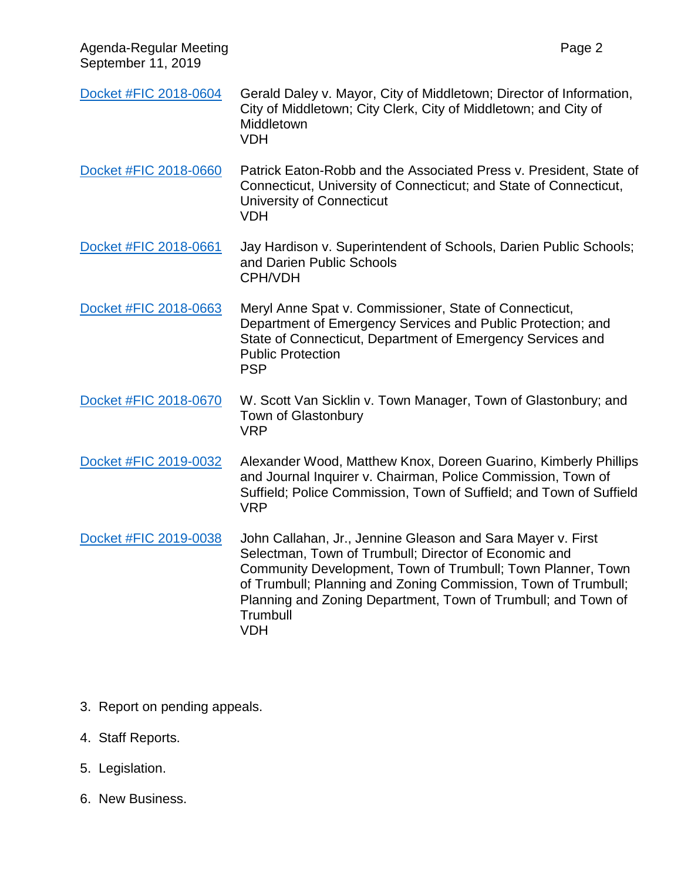| | |
|---|---|
| Docket #FIC 2018-0604 | Gerald Daley v. Mayor, City of Middletown; Director of Information, City of Middletown; City Clerk, City of Middletown; and City of Middletown<br>VDH |
| Docket #FIC 2018-0660 | Patrick Eaton-Robb and the Associated Press v. President, State of Connecticut, University of Connecticut; and State of Connecticut, University of Connecticut<br>VDH |
| Docket #FIC 2018-0661 | Jay Hardison v. Superintendent of Schools, Darien Public Schools; and Darien Public Schools<br>CPH/VDH |
| Docket #FIC 2018-0663 | Meryl Anne Spat v. Commissioner, State of Connecticut, Department of Emergency Services and Public Protection; and State of Connecticut, Department of Emergency Services and Public Protection<br>PSP |
| Docket #FIC 2018-0670 | W. Scott Van Sicklin v. Town Manager, Town of Glastonbury; and Town of Glastonbury<br>VRP |
| Docket #FIC 2019-0032 | Alexander Wood, Matthew Knox, Doreen Guarino, Kimberly Phillips and Journal Inquirer v. Chairman, Police Commission, Town of Suffield; Police Commission, Town of Suffield; and Town of Suffield<br>VRP |
| Docket #FIC 2019-0038 | John Callahan, Jr., Jennine Gleason and Sara Mayer v. First Selectman, Town of Trumbull; Director of Economic and Community Development, Town of Trumbull; Town Planner, Town of Trumbull; Planning and Zoning Commission, Town of Trumbull; Planning and Zoning Department, Town of Trumbull; and Town of Trumbull<br>VDH |

3. Report on pending appeals.
4. Staff Reports.
5. Legislation.
6. New Business.